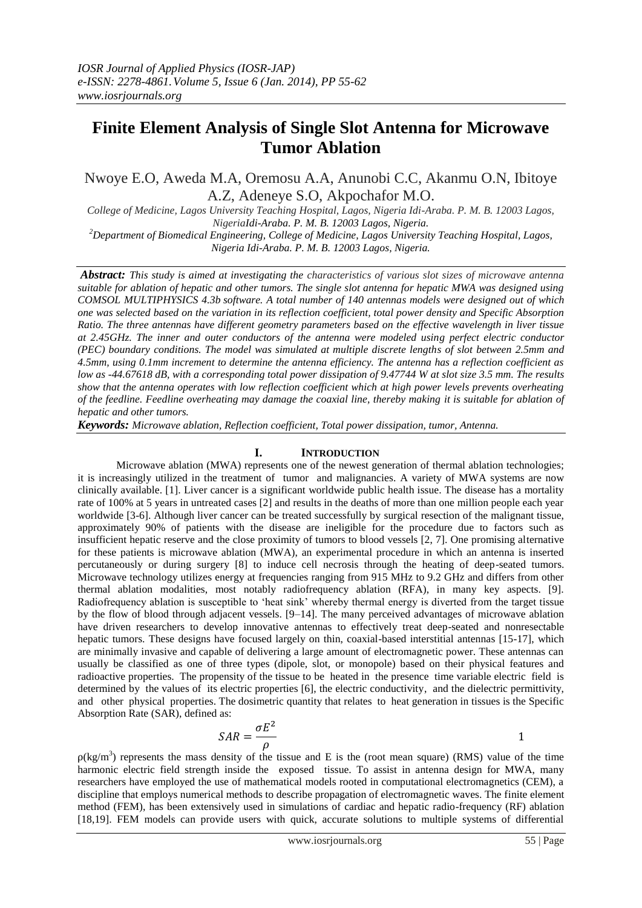# Finite Element Analysis of Single Slot Antenna for Microwave Tumor Ablation

Nwoye E.O, Aweda M.A, Oremosu A.A, Anunobi C.C, Akanmu O.N, Ibitoye A.Z, Adeneye S.O, Akpochafor M.O.

*College of Medicine, Lagos University Teaching Hospital, Lagos, Nigeria Idi-Araba. P. M. B. 12003 Lagos, NigeriaIdi-Araba. P. M. B. 12003 Lagos, Nigeria.*

[2]*Department of Biomedical Engineering, College of Medicine, Lagos University Teaching Hospital, Lagos, Nigeria Idi-Araba. P. M. B. 12003 Lagos, Nigeria.*

***Abstract:*** *This study is aimed at investigating the characteristics of various slot sizes of microwave antenna suitable for ablation of hepatic and other tumors. The single slot antenna for hepatic MWA was designed using COMSOL MULTIPHYSICS 4.3b software. A total number of 140 antennas models were designed out of which one was selected based on the variation in its reflection coefficient, total power density and Specific Absorption Ratio. The three antennas have different geometry parameters based on the effective wavelength in liver tissue at 2.45GHz. The inner and outer conductors of the antenna were modeled using perfect electric conductor (PEC) boundary conditions. The model was simulated at multiple discrete lengths of slot between 2.5mm and 4.5mm, using 0.1mm increment to determine the antenna efficiency. The antenna has a reflection coefficient as low as -44.67618 dB, with a corresponding total power dissipation of 9.47744 W at slot size 3.5 mm. The results show that the antenna operates with low reflection coefficient which at high power levels prevents overheating of the feedline. Feedline overheating may damage the coaxial line, thereby making it is suitable for ablation of hepatic and other tumors.*

***Keywords:*** *Microwave ablation, Reflection coefficient, Total power dissipation, tumor, Antenna.*

## I. Introduction

Microwave ablation (MWA) represents one of the newest generation of thermal ablation technologies; it is increasingly utilized in the treatment of tumor and malignancies. A variety of MWA systems are now clinically available. [1]. Liver cancer is a significant worldwide public health issue. The disease has a mortality rate of 100% at 5 years in untreated cases [2] and results in the deaths of more than one million people each year worldwide [3-6]. Although liver cancer can be treated successfully by surgical resection of the malignant tissue, approximately 90% of patients with the disease are ineligible for the procedure due to factors such as insufficient hepatic reserve and the close proximity of tumors to blood vessels [2, 7]. One promising alternative for these patients is microwave ablation (MWA), an experimental procedure in which an antenna is inserted percutaneously or during surgery [8] to induce cell necrosis through the heating of deep-seated tumors. Microwave technology utilizes energy at frequencies ranging from 915 MHz to 9.2 GHz and differs from other thermal ablation modalities, most notably radiofrequency ablation (RFA), in many key aspects. [9]. Radiofrequency ablation is susceptible to 'heat sink' whereby thermal energy is diverted from the target tissue by the flow of blood through adjacent vessels. [9–14]. The many perceived advantages of microwave ablation have driven researchers to develop innovative antennas to effectively treat deep-seated and nonresectable hepatic tumors. These designs have focused largely on thin, coaxial-based interstitial antennas [15-17], which are minimally invasive and capable of delivering a large amount of electromagnetic power. These antennas can usually be classified as one of three types (dipole, slot, or monopole) based on their physical features and radioactive properties. The propensity of the tissue to be heated in the presence time variable electric field is determined by the values of its electric properties [6], the electric conductivity, and the dielectric permittivity, and other physical properties. The dosimetric quantity that relates to heat generation in tissues is the Specific Absorption Rate (SAR), defined as:

$$SAR = \frac{\sigma E^2}{\rho} \qquad 1$$

$\rho(kg/m^3)$ represents the mass density of the tissue and E is the (root mean square) (RMS) value of the time harmonic electric field strength inside the exposed tissue. To assist in antenna design for MWA, many researchers have employed the use of mathematical models rooted in computational electromagnetics (CEM), a discipline that employs numerical methods to describe propagation of electromagnetic waves. The finite element method (FEM), has been extensively used in simulations of cardiac and hepatic radio-frequency (RF) ablation [18,19]. FEM models can provide users with quick, accurate solutions to multiple systems of differential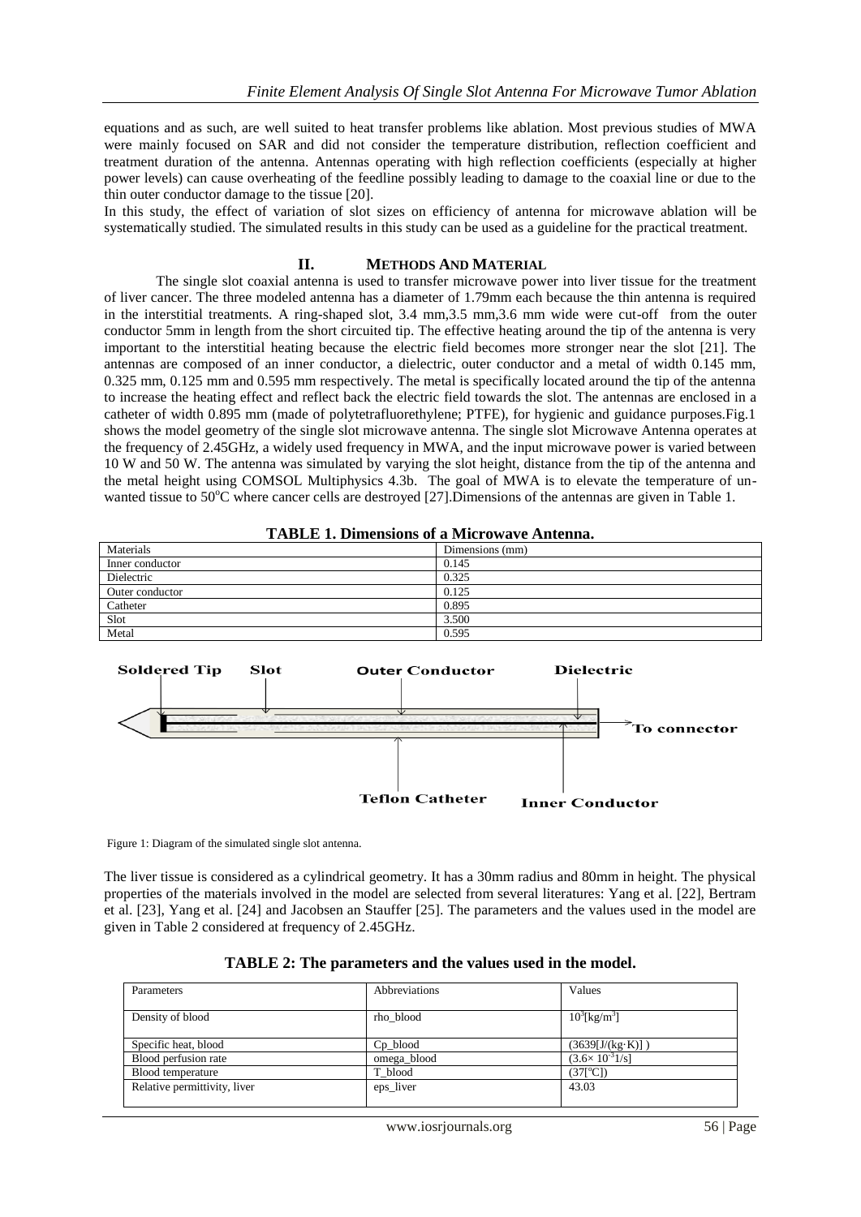equations and as such, are well suited to heat transfer problems like ablation. Most previous studies of MWA were mainly focused on SAR and did not consider the temperature distribution, reflection coefficient and treatment duration of the antenna. Antennas operating with high reflection coefficients (especially at higher power levels) can cause overheating of the feedline possibly leading to damage to the coaxial line or due to the thin outer conductor damage to the tissue [20].

In this study, the effect of variation of slot sizes on efficiency of antenna for microwave ablation will be systematically studied. The simulated results in this study can be used as a guideline for the practical treatment.

## II. METHODS AND MATERIAL

The single slot coaxial antenna is used to transfer microwave power into liver tissue for the treatment of liver cancer. The three modeled antenna has a diameter of 1.79mm each because the thin antenna is required in the interstitial treatments. A ring-shaped slot, 3.4 mm,3.5 mm,3.6 mm wide were cut-off from the outer conductor 5mm in length from the short circuited tip. The effective heating around the tip of the antenna is very important to the interstitial heating because the electric field becomes more stronger near the slot [21]. The antennas are composed of an inner conductor, a dielectric, outer conductor and a metal of width 0.145 mm, 0.325 mm, 0.125 mm and 0.595 mm respectively. The metal is specifically located around the tip of the antenna to increase the heating effect and reflect back the electric field towards the slot. The antennas are enclosed in a catheter of width 0.895 mm (made of polytetrafluorethylene; PTFE), for hygienic and guidance purposes.Fig.1 shows the model geometry of the single slot microwave antenna. The single slot Microwave Antenna operates at the frequency of 2.45GHz, a widely used frequency in MWA, and the input microwave power is varied between 10 W and 50 W. The antenna was simulated by varying the slot height, distance from the tip of the antenna and the metal height using COMSOL Multiphysics 4.3b. The goal of MWA is to elevate the temperature of unwanted tissue to 50$^{o}$C where cancer cells are destroyed [27].Dimensions of the antennas are given in Table 1.

**TABLE 1. Dimensions of a Microwave Antenna.**

| Materials | Dimensions (mm) |
|---|---|
| Inner conductor | 0.145 |
| Dielectric | 0.325 |
| Outer conductor | 0.125 |
| Catheter | 0.895 |
| Slot | 3.500 |
| Metal | 0.595 |

Figure 1: Diagram of the simulated single slot antenna.

The liver tissue is considered as a cylindrical geometry. It has a 30mm radius and 80mm in height. The physical properties of the materials involved in the model are selected from several literatures: Yang et al. [22], Bertram et al. [23], Yang et al. [24] and Jacobsen an Stauffer [25]. The parameters and the values used in the model are given in Table 2 considered at frequency of 2.45GHz.

**TABLE 2: The parameters and the values used in the model.**

| Parameters | Abbreviations | Values |
|---|---|---|
| Density of blood | rho_blood | $10^{3}$[kg/m$^{3}$] |
| Specific heat, blood | Cp_blood | (3639[J/(kg·K)] ) |
| Blood perfusion rate | omega_blood | ($3.6\times 10^{-3}$1/s] |
| Blood temperature | T_blood | (37[$^{o}$C]) |
| Relative permittivity, liver | eps_liver | 43.03 |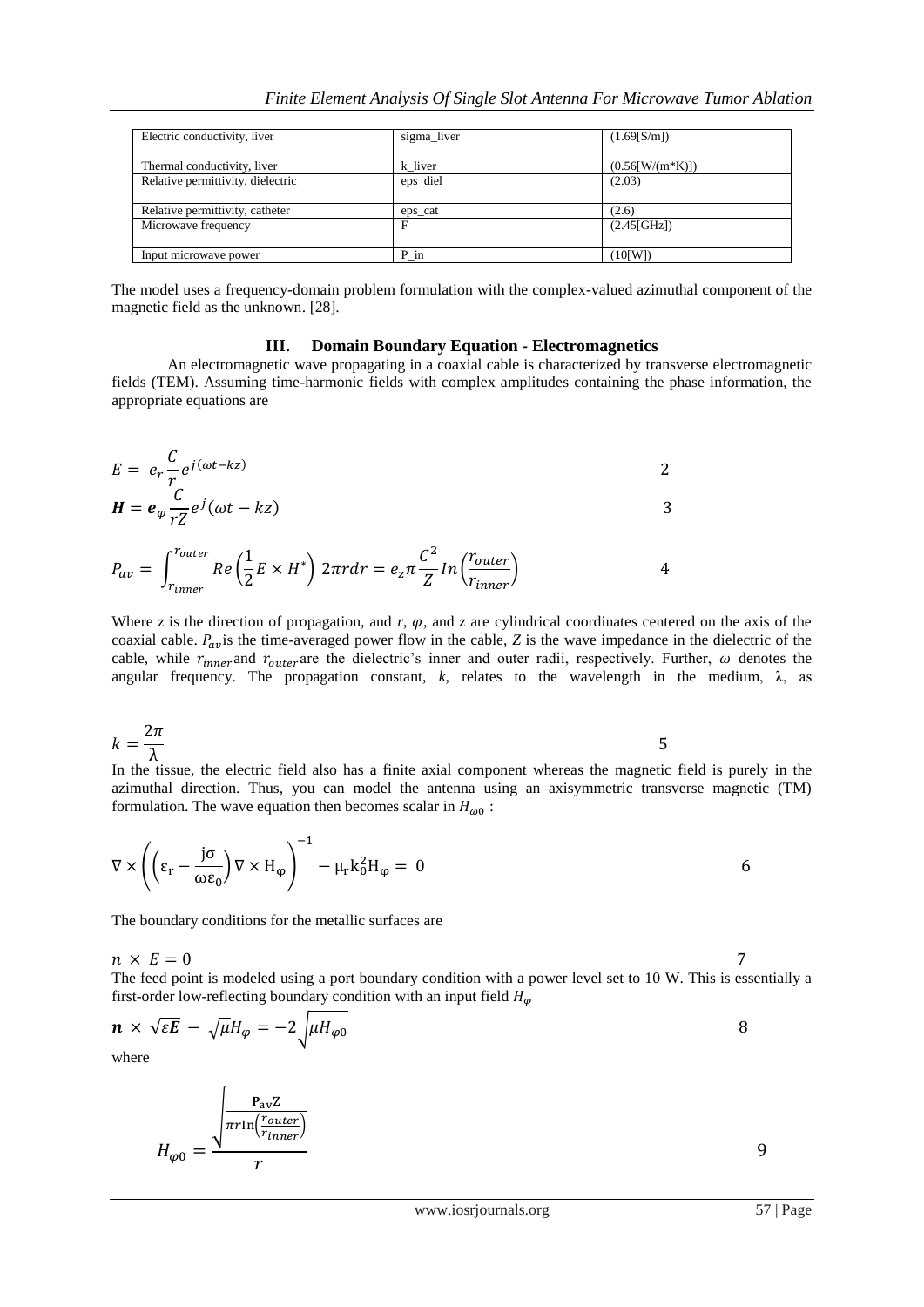| Electric conductivity, liver | sigma_liver | (1.69[S/m]) |
|---|---|---|
| Thermal conductivity, liver | k_liver | (0.56[W/(m*K)]) |
| Relative permittivity, dielectric | eps_diel | (2.03) |
| Relative permittivity, catheter | eps_cat | (2.6) |
| Microwave frequency | F | (2.45[GHz]) |
| Input microwave power | P_in | (10[W]) |

The model uses a frequency-domain problem formulation with the complex-valued azimuthal component of the magnetic field as the unknown. [28].

## III. Domain Boundary Equation - Electromagnetics

An electromagnetic wave propagating in a coaxial cable is characterized by transverse electromagnetic fields (TEM). Assuming time-harmonic fields with complex amplitudes containing the phase information, the appropriate equations are

$$E = e_r \frac{C}{r} e^{j(\omega t - kz)} \tag{2}$$

$$\boldsymbol{H} = \boldsymbol{e}_{\varphi} \frac{C}{rZ} e^{j}(\omega t - kz) \tag{3}$$

$$P_{av} = \int_{r_{inner}}^{r_{outer}} Re\left(\frac{1}{2} E \times H^{*}\right) 2\pi r dr = e_z \pi \frac{C^2}{Z} In\left(\frac{r_{outer}}{r_{inner}}\right) \tag{4}$$

Where *z* is the direction of propagation, and *r*, *φ*, and *z* are cylindrical coordinates centered on the axis of the coaxial cable. $P_{av}$ is the time-averaged power flow in the cable, *Z* is the wave impedance in the dielectric of the cable, while $r_{inner}$ and $r_{outer}$ are the dielectric's inner and outer radii, respectively. Further, *ω* denotes the angular frequency. The propagation constant, *k*, relates to the wavelength in the medium, λ, as

$$k = \frac{2\pi}{\lambda} \tag{5}$$

In the tissue, the electric field also has a finite axial component whereas the magnetic field is purely in the azimuthal direction. Thus, you can model the antenna using an axisymmetric transverse magnetic (TM) formulation. The wave equation then becomes scalar in $H_{\omega 0}$ :

$$\nabla \times \left(\left(\varepsilon_r - \frac{j\sigma}{\omega \varepsilon_0}\right) \nabla \times H_{\varphi}\right)^{-1} - \mu_r k_0^2 H_{\varphi} = 0 \tag{6}$$

The boundary conditions for the metallic surfaces are

$$n \times E = 0 \tag{7}$$

The feed point is modeled using a port boundary condition with a power level set to 10 W. This is essentially a first-order low-reflecting boundary condition with an input field $H_{\varphi}$

$$\boldsymbol{n} \times \sqrt{\varepsilon \boldsymbol{E}} - \sqrt{\mu} H_{\varphi} = -2\sqrt{\mu H_{\varphi 0}} \tag{8}$$

where

$$H_{\varphi 0} = \frac{\sqrt{\frac{\mathbf{P}_{av} Z}{\pi r \ln\left(\frac{r_{outer}}{r_{inner}}\right)}}}{r} \tag{9}$$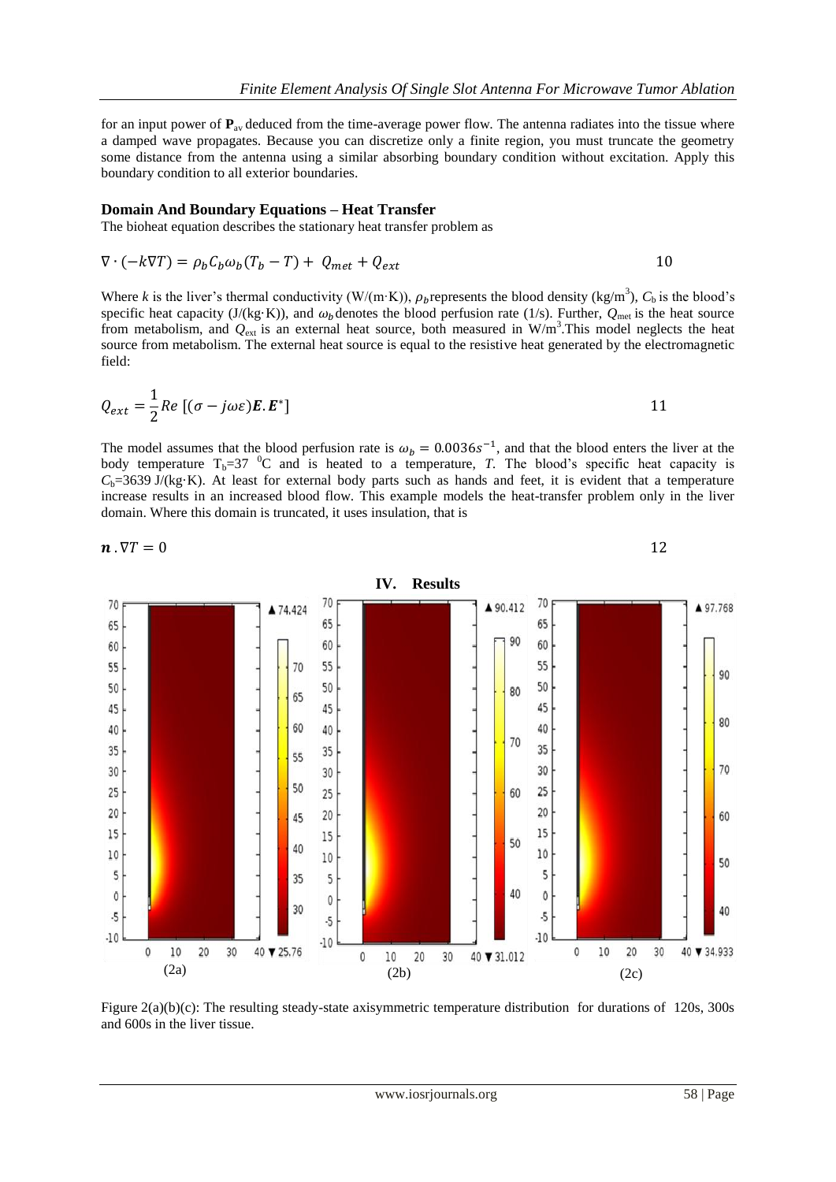for an input power of $\mathbf{P}_{av}$ deduced from the time-average power flow. The antenna radiates into the tissue where a damped wave propagates. Because you can discretize only a finite region, you must truncate the geometry some distance from the antenna using a similar absorbing boundary condition without excitation. Apply this boundary condition to all exterior boundaries.

**Domain And Boundary Equations – Heat Transfer**

The bioheat equation describes the stationary heat transfer problem as

$$\nabla \cdot (-k\nabla T) = \rho_b C_b \omega_b (T_b - T) + Q_{met} + Q_{ext} \qquad 10$$

Where *k* is the liver's thermal conductivity (W/(m·K)), $\rho_b$ represents the blood density (kg/m$^3$), $C_b$ is the blood's specific heat capacity (J/(kg·K)), and $\omega_b$ denotes the blood perfusion rate (1/s). Further, $Q_{met}$ is the heat source from metabolism, and $Q_{ext}$ is an external heat source, both measured in W/m$^3$. This model neglects the heat source from metabolism. The external heat source is equal to the resistive heat generated by the electromagnetic field:

$$Q_{ext} = \frac{1}{2} Re\,[(\sigma - j\omega\varepsilon)\boldsymbol{E}.\boldsymbol{E}^*] \qquad 11$$

The model assumes that the blood perfusion rate is $\omega_b = 0.0036 s^{-1}$, and that the blood enters the liver at the body temperature $T_b$=37 $^0$C and is heated to a temperature, *T*. The blood's specific heat capacity is $C_b$=3639 J/(kg·K). At least for external body parts such as hands and feet, it is evident that a temperature increase results in an increased blood flow. This example models the heat-transfer problem only in the liver domain. Where this domain is truncated, it uses insulation, that is

$$\boldsymbol{n}\,.\nabla T = 0 \qquad 12$$

## IV. Results

Figure 2(a)(b)(c): The resulting steady-state axisymmetric temperature distribution for durations of 120s, 300s and 600s in the liver tissue.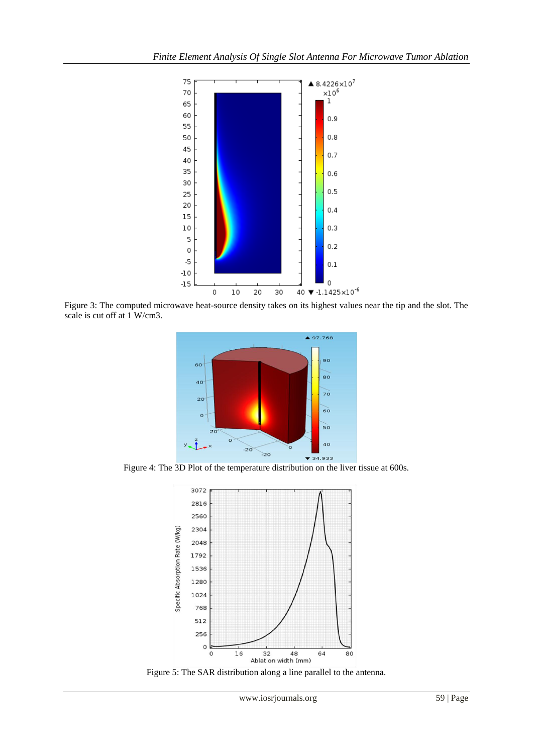Figure 3: The computed microwave heat-source density takes on its highest values near the tip and the slot. The scale is cut off at 1 W/cm3.

Figure 4: The 3D Plot of the temperature distribution on the liver tissue at 600s.

Figure 5: The SAR distribution along a line parallel to the antenna.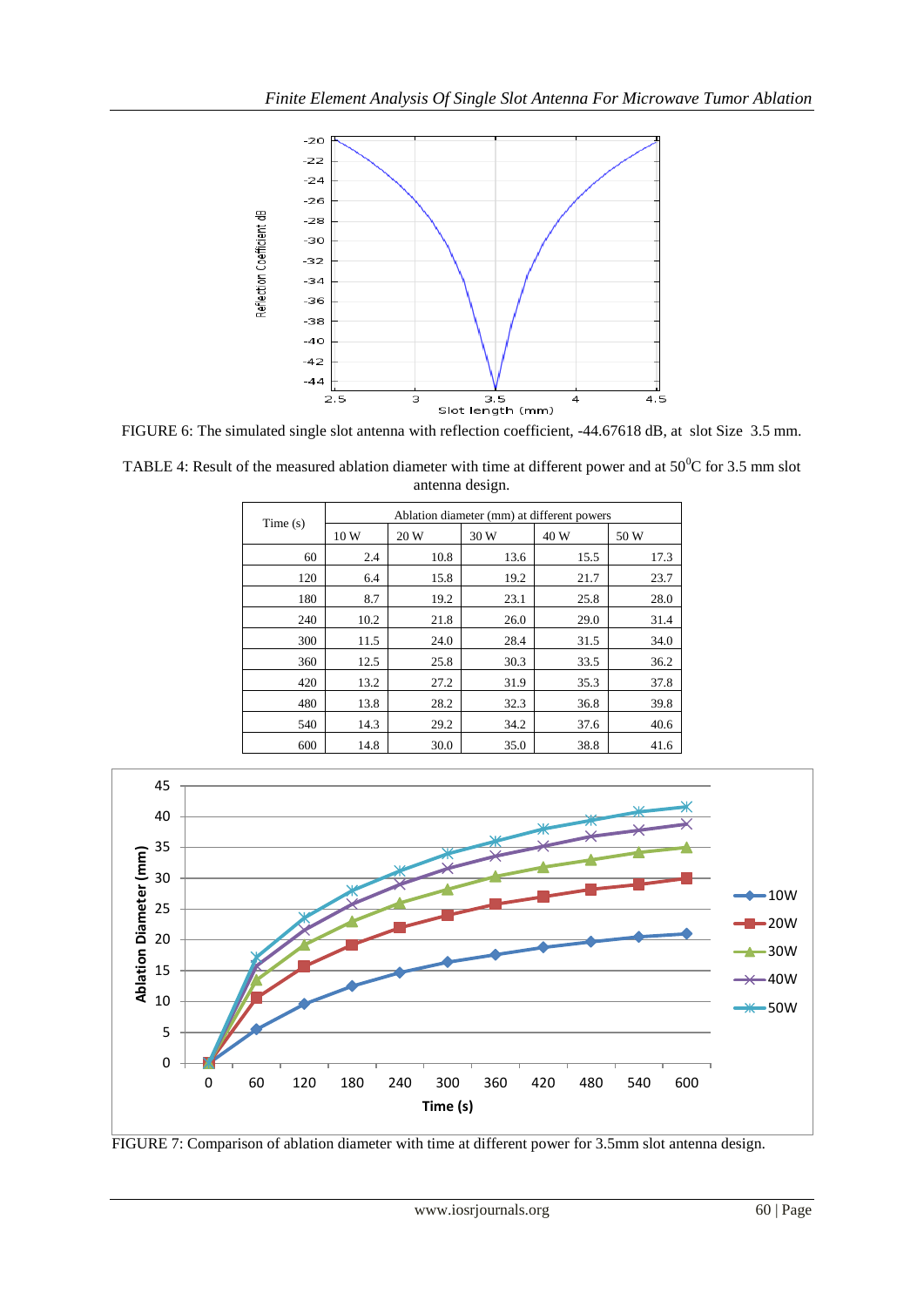FIGURE 6: The simulated single slot antenna with reflection coefficient, -44.67618 dB, at slot Size 3.5 mm.

TABLE 4: Result of the measured ablation diameter with time at different power and at $50^0$C for 3.5 mm slot antenna design.

| Time (s) | Ablation diameter (mm) at different powers | | | | |
|---|---|---|---|---|---|
| | 10 W | 20 W | 30 W | 40 W | 50 W |
| 60 | 2.4 | 10.8 | 13.6 | 15.5 | 17.3 |
| 120 | 6.4 | 15.8 | 19.2 | 21.7 | 23.7 |
| 180 | 8.7 | 19.2 | 23.1 | 25.8 | 28.0 |
| 240 | 10.2 | 21.8 | 26.0 | 29.0 | 31.4 |
| 300 | 11.5 | 24.0 | 28.4 | 31.5 | 34.0 |
| 360 | 12.5 | 25.8 | 30.3 | 33.5 | 36.2 |
| 420 | 13.2 | 27.2 | 31.9 | 35.3 | 37.8 |
| 480 | 13.8 | 28.2 | 32.3 | 36.8 | 39.8 |
| 540 | 14.3 | 29.2 | 34.2 | 37.6 | 40.6 |
| 600 | 14.8 | 30.0 | 35.0 | 38.8 | 41.6 |

FIGURE 7: Comparison of ablation diameter with time at different power for 3.5mm slot antenna design.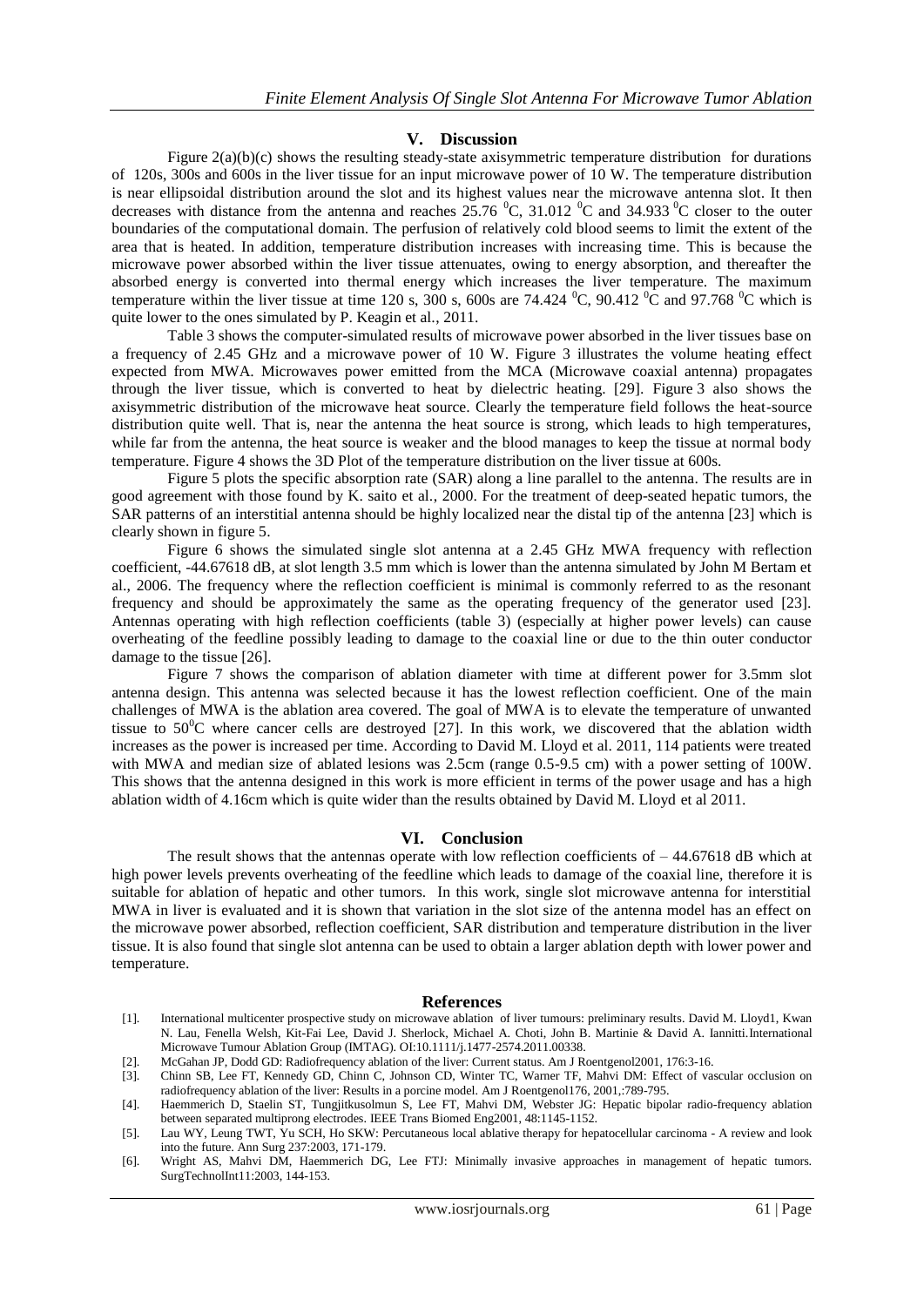## V. Discussion

Figure 2(a)(b)(c) shows the resulting steady-state axisymmetric temperature distribution for durations of 120s, 300s and 600s in the liver tissue for an input microwave power of 10 W. The temperature distribution is near ellipsoidal distribution around the slot and its highest values near the microwave antenna slot. It then decreases with distance from the antenna and reaches 25.76 $^{0}$C, 31.012 $^{0}$C and 34.933 $^{0}$C closer to the outer boundaries of the computational domain. The perfusion of relatively cold blood seems to limit the extent of the area that is heated. In addition, temperature distribution increases with increasing time. This is because the microwave power absorbed within the liver tissue attenuates, owing to energy absorption, and thereafter the absorbed energy is converted into thermal energy which increases the liver temperature. The maximum temperature within the liver tissue at time 120 s, 300 s, 600s are 74.424 $^{0}$C, 90.412 $^{0}$C and 97.768 $^{0}$C which is quite lower to the ones simulated by P. Keagin et al., 2011.

Table 3 shows the computer-simulated results of microwave power absorbed in the liver tissues base on a frequency of 2.45 GHz and a microwave power of 10 W. Figure 3 illustrates the volume heating effect expected from MWA. Microwaves power emitted from the MCA (Microwave coaxial antenna) propagates through the liver tissue, which is converted to heat by dielectric heating. [29]. Figure 3 also shows the axisymmetric distribution of the microwave heat source. Clearly the temperature field follows the heat-source distribution quite well. That is, near the antenna the heat source is strong, which leads to high temperatures, while far from the antenna, the heat source is weaker and the blood manages to keep the tissue at normal body temperature. Figure 4 shows the 3D Plot of the temperature distribution on the liver tissue at 600s.

Figure 5 plots the specific absorption rate (SAR) along a line parallel to the antenna. The results are in good agreement with those found by K. saito et al., 2000. For the treatment of deep-seated hepatic tumors, the SAR patterns of an interstitial antenna should be highly localized near the distal tip of the antenna [23] which is clearly shown in figure 5.

Figure 6 shows the simulated single slot antenna at a 2.45 GHz MWA frequency with reflection coefficient, -44.67618 dB, at slot length 3.5 mm which is lower than the antenna simulated by John M Bertam et al., 2006. The frequency where the reflection coefficient is minimal is commonly referred to as the resonant frequency and should be approximately the same as the operating frequency of the generator used [23]. Antennas operating with high reflection coefficients (table 3) (especially at higher power levels) can cause overheating of the feedline possibly leading to damage to the coaxial line or due to the thin outer conductor damage to the tissue [26].

Figure 7 shows the comparison of ablation diameter with time at different power for 3.5mm slot antenna design. This antenna was selected because it has the lowest reflection coefficient. One of the main challenges of MWA is the ablation area covered. The goal of MWA is to elevate the temperature of unwanted tissue to 50$^{0}$C where cancer cells are destroyed [27]. In this work, we discovered that the ablation width increases as the power is increased per time. According to David M. Lloyd et al. 2011, 114 patients were treated with MWA and median size of ablated lesions was 2.5cm (range 0.5-9.5 cm) with a power setting of 100W. This shows that the antenna designed in this work is more efficient in terms of the power usage and has a high ablation width of 4.16cm which is quite wider than the results obtained by David M. Lloyd et al 2011.

## VI. Conclusion

The result shows that the antennas operate with low reflection coefficients of – 44.67618 dB which at high power levels prevents overheating of the feedline which leads to damage of the coaxial line, therefore it is suitable for ablation of hepatic and other tumors. In this work, single slot microwave antenna for interstitial MWA in liver is evaluated and it is shown that variation in the slot size of the antenna model has an effect on the microwave power absorbed, reflection coefficient, SAR distribution and temperature distribution in the liver tissue. It is also found that single slot antenna can be used to obtain a larger ablation depth with lower power and temperature.

## References

[1]. International multicenter prospective study on microwave ablation of liver tumours: preliminary results. David M. Lloyd1, Kwan N. Lau, Fenella Welsh, Kit-Fai Lee, David J. Sherlock, Michael A. Choti, John B. Martinie & David A. Iannitti.International Microwave Tumour Ablation Group (IMTAG). OI:10.1111/j.1477-2574.2011.00338.

[2]. McGahan JP, Dodd GD: Radiofrequency ablation of the liver: Current status. Am J Roentgenol2001, 176:3-16.

[3]. Chinn SB, Lee FT, Kennedy GD, Chinn C, Johnson CD, Winter TC, Warner TF, Mahvi DM: Effect of vascular occlusion on radiofrequency ablation of the liver: Results in a porcine model. Am J Roentgenol176, 2001,:789-795.

[4]. Haemmerich D, Staelin ST, Tungjitkusolmun S, Lee FT, Mahvi DM, Webster JG: Hepatic bipolar radio-frequency ablation between separated multiprong electrodes. IEEE Trans Biomed Eng2001, 48:1145-1152.

[5]. Lau WY, Leung TWT, Yu SCH, Ho SKW: Percutaneous local ablative therapy for hepatocellular carcinoma - A review and look into the future. Ann Surg 237:2003, 171-179.

[6]. Wright AS, Mahvi DM, Haemmerich DG, Lee FTJ: Minimally invasive approaches in management of hepatic tumors. SurgTechnolInt11:2003, 144-153.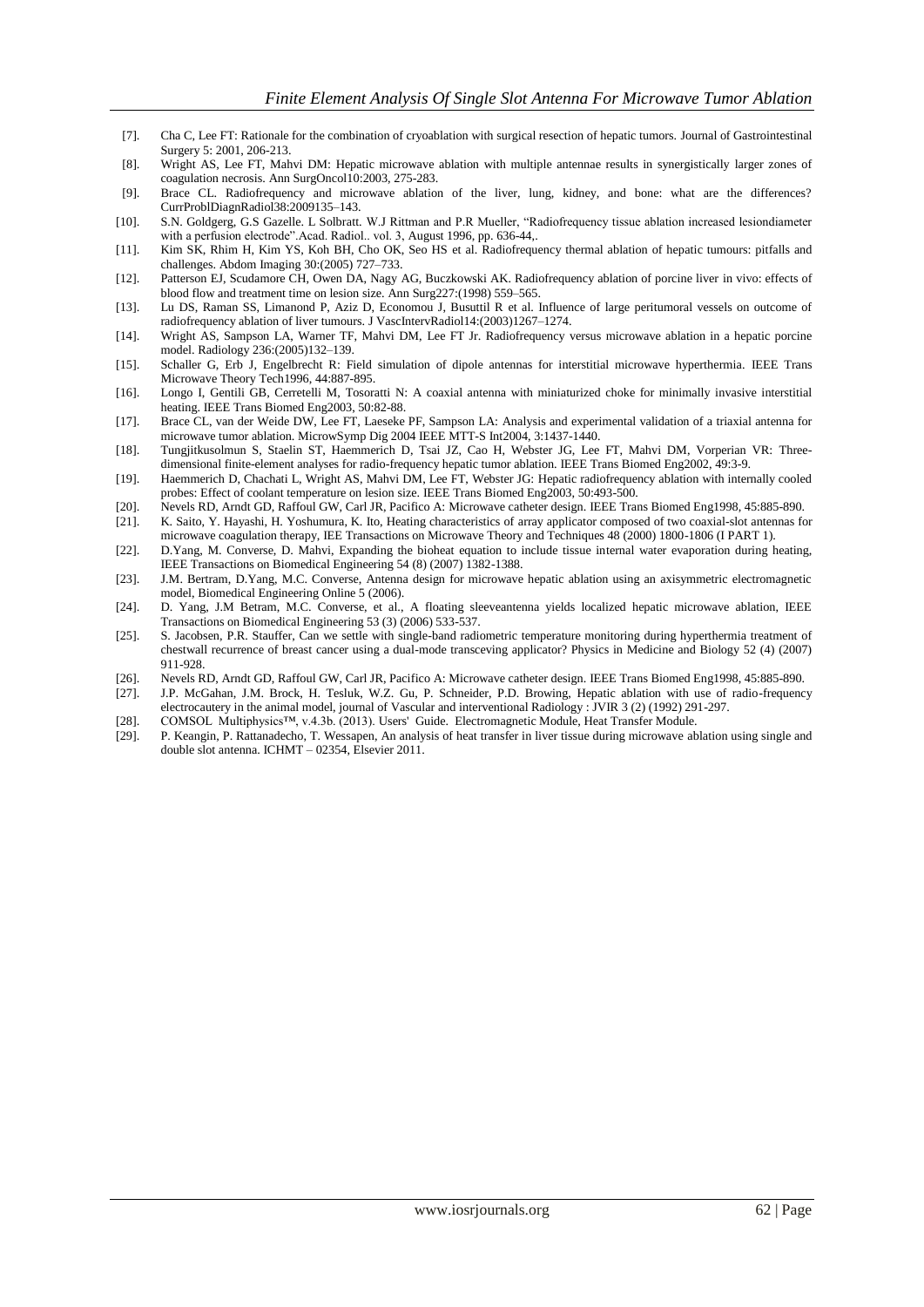[7]. Cha C, Lee FT: Rationale for the combination of cryoablation with surgical resection of hepatic tumors. Journal of Gastrointestinal Surgery 5: 2001, 206-213.

[8]. Wright AS, Lee FT, Mahvi DM: Hepatic microwave ablation with multiple antennae results in synergistically larger zones of coagulation necrosis. Ann SurgOncol10:2003, 275-283.

[9]. Brace CL. Radiofrequency and microwave ablation of the liver, lung, kidney, and bone: what are the differences? CurrProblDiagnRadiol38:2009135–143.

[10]. S.N. Goldgerg, G.S Gazelle. L Solbratt. W.J Rittman and P.R Mueller, "Radiofrequency tissue ablation increased lesiondiameter with a perfusion electrode".Acad. Radiol.. vol. 3, August 1996, pp. 636-44,.

[11]. Kim SK, Rhim H, Kim YS, Koh BH, Cho OK, Seo HS et al. Radiofrequency thermal ablation of hepatic tumours: pitfalls and challenges. Abdom Imaging 30:(2005) 727–733.

[12]. Patterson EJ, Scudamore CH, Owen DA, Nagy AG, Buczkowski AK. Radiofrequency ablation of porcine liver in vivo: effects of blood flow and treatment time on lesion size. Ann Surg227:(1998) 559–565.

[13]. Lu DS, Raman SS, Limanond P, Aziz D, Economou J, Busuttil R et al. Influence of large peritumoral vessels on outcome of radiofrequency ablation of liver tumours. J VascIntervRadiol14:(2003)1267–1274.

[14]. Wright AS, Sampson LA, Warner TF, Mahvi DM, Lee FT Jr. Radiofrequency versus microwave ablation in a hepatic porcine model. Radiology 236:(2005)132–139.

[15]. Schaller G, Erb J, Engelbrecht R: Field simulation of dipole antennas for interstitial microwave hyperthermia. IEEE Trans Microwave Theory Tech1996, 44:887-895.

[16]. Longo I, Gentili GB, Cerretelli M, Tosoratti N: A coaxial antenna with miniaturized choke for minimally invasive interstitial heating. IEEE Trans Biomed Eng2003, 50:82-88.

[17]. Brace CL, van der Weide DW, Lee FT, Laeseke PF, Sampson LA: Analysis and experimental validation of a triaxial antenna for microwave tumor ablation. MicrowSymp Dig 2004 IEEE MTT-S Int2004, 3:1437-1440.

[18]. Tungjitkusolmun S, Staelin ST, Haemmerich D, Tsai JZ, Cao H, Webster JG, Lee FT, Mahvi DM, Vorperian VR: Three-dimensional finite-element analyses for radio-frequency hepatic tumor ablation. IEEE Trans Biomed Eng2002, 49:3-9.

[19]. Haemmerich D, Chachati L, Wright AS, Mahvi DM, Lee FT, Webster JG: Hepatic radiofrequency ablation with internally cooled probes: Effect of coolant temperature on lesion size. IEEE Trans Biomed Eng2003, 50:493-500.

[20]. Nevels RD, Arndt GD, Raffoul GW, Carl JR, Pacifico A: Microwave catheter design. IEEE Trans Biomed Eng1998, 45:885-890.

[21]. K. Saito, Y. Hayashi, H. Yoshumura, K. Ito, Heating characteristics of array applicator composed of two coaxial-slot antennas for microwave coagulation therapy, IEE Transactions on Microwave Theory and Techniques 48 (2000) 1800-1806 (I PART 1).

[22]. D.Yang, M. Converse, D. Mahvi, Expanding the bioheat equation to include tissue internal water evaporation during heating, IEEE Transactions on Biomedical Engineering 54 (8) (2007) 1382-1388.

[23]. J.M. Bertram, D.Yang, M.C. Converse, Antenna design for microwave hepatic ablation using an axisymmetric electromagnetic model, Biomedical Engineering Online 5 (2006).

[24]. D. Yang, J.M Betram, M.C. Converse, et al., A floating sleeveantenna yields localized hepatic microwave ablation, IEEE Transactions on Biomedical Engineering 53 (3) (2006) 533-537.

[25]. S. Jacobsen, P.R. Stauffer, Can we settle with single-band radiometric temperature monitoring during hyperthermia treatment of chestwall recurrence of breast cancer using a dual-mode transceving applicator? Physics in Medicine and Biology 52 (4) (2007) 911-928.

[26]. Nevels RD, Arndt GD, Raffoul GW, Carl JR, Pacifico A: Microwave catheter design. IEEE Trans Biomed Eng1998, 45:885-890.

[27]. J.P. McGahan, J.M. Brock, H. Tesluk, W.Z. Gu, P. Schneider, P.D. Browing, Hepatic ablation with use of radio-frequency electrocautery in the animal model, journal of Vascular and interventional Radiology : JVIR 3 (2) (1992) 291-297.

[28]. COMSOL Multiphysics™, v.4.3b. (2013). Users' Guide. Electromagnetic Module, Heat Transfer Module.

[29]. P. Keangin, P. Rattanadecho, T. Wessapen, An analysis of heat transfer in liver tissue during microwave ablation using single and double slot antenna. ICHMT – 02354, Elsevier 2011.